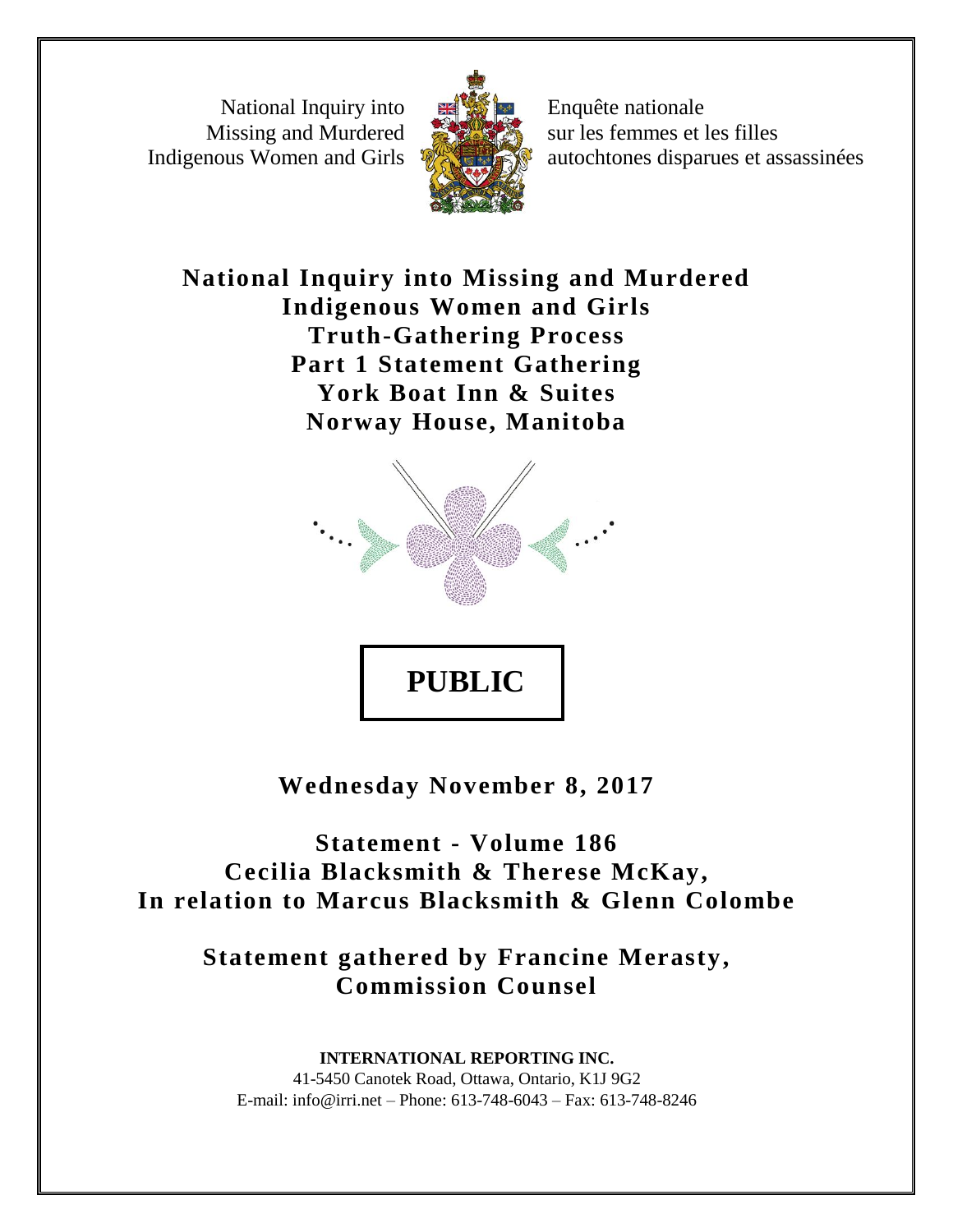National Inquiry into Missing and Murdered Indigenous Women and Girls

Enquête nationale sur les femmes et les filles autochtones disparues et assassinées

# National Inquiry into Missing and Murdered Indigenous Women and Girls
# Truth-Gathering Process
# Part 1 Statement Gathering
# York Boat Inn & Suites
# Norway House, Manitoba

**PUBLIC**

## Wednesday November 8, 2017

## Statement - Volume 186
## Cecilia Blacksmith & Therese McKay,
## In relation to Marcus Blacksmith & Glenn Colombe

## Statement gathered by Francine Merasty, Commission Counsel

**INTERNATIONAL REPORTING INC.**
41-5450 Canotek Road, Ottawa, Ontario, K1J 9G2
E-mail: info@irri.net – Phone: 613-748-6043 – Fax: 613-748-8246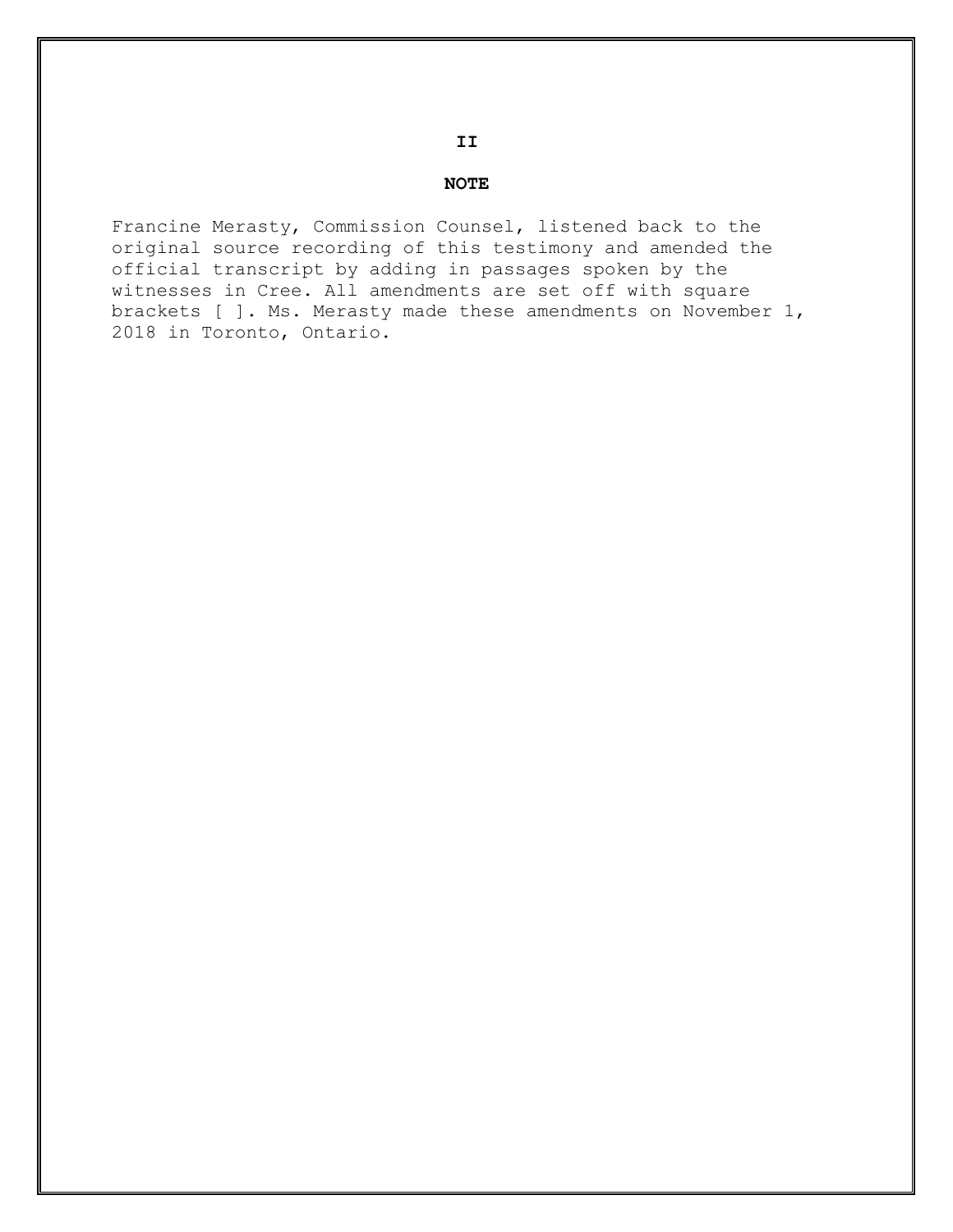## NOTE

Francine Merasty, Commission Counsel, listened back to the original source recording of this testimony and amended the official transcript by adding in passages spoken by the witnesses in Cree. All amendments are set off with square brackets [ ]. Ms. Merasty made these amendments on November 1, 2018 in Toronto, Ontario.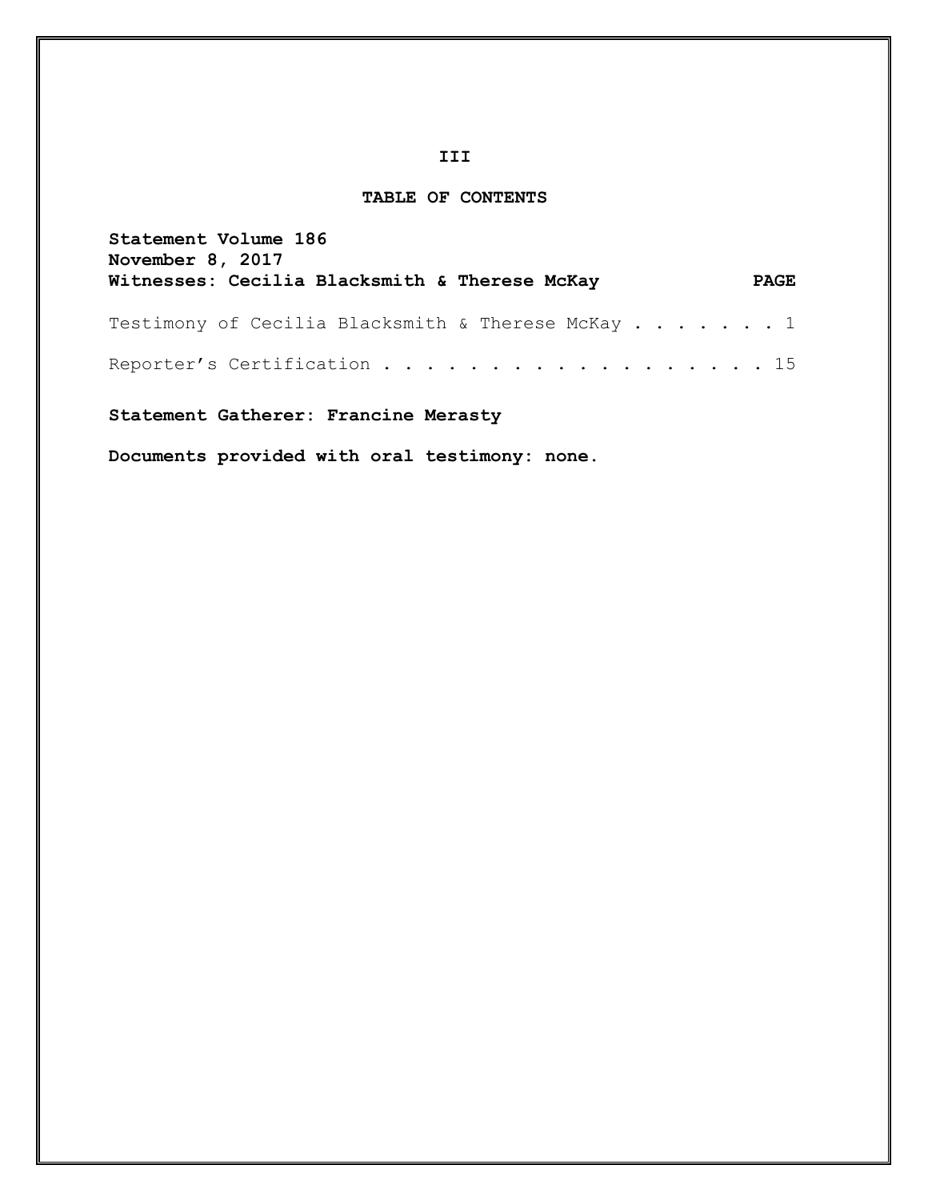## TABLE OF CONTENTS

**Statement Volume 186**
**November 8, 2017**
**Witnesses: Cecilia Blacksmith & Therese McKay** **PAGE**

Testimony of Cecilia Blacksmith & Therese McKay . . . . . . . 1

Reporter's Certification . . . . . . . . . . . . . . . . . . . 15

**Statement Gatherer: Francine Merasty**

**Documents provided with oral testimony: none.**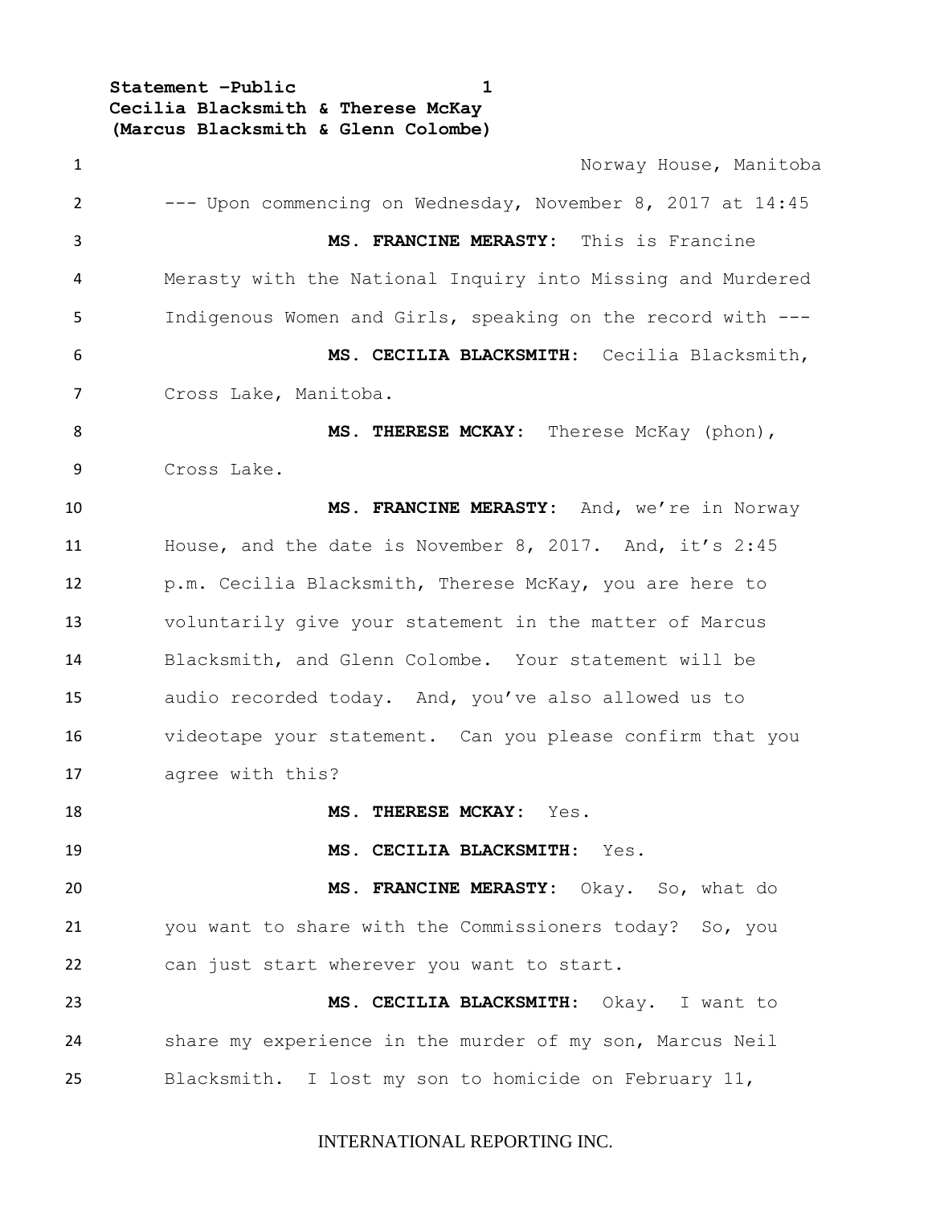Norway House, Manitoba

--- Upon commencing on Wednesday, November 8, 2017 at 14:45

**MS. FRANCINE MERASTY:** This is Francine Merasty with the National Inquiry into Missing and Murdered Indigenous Women and Girls, speaking on the record with ---

**MS. CECILIA BLACKSMITH:** Cecilia Blacksmith, Cross Lake, Manitoba.

**MS. THERESE MCKAY:** Therese McKay (phon), Cross Lake.

**MS. FRANCINE MERASTY:** And, we're in Norway House, and the date is November 8, 2017. And, it's 2:45 p.m. Cecilia Blacksmith, Therese McKay, you are here to voluntarily give your statement in the matter of Marcus Blacksmith, and Glenn Colombe. Your statement will be audio recorded today. And, you've also allowed us to videotape your statement. Can you please confirm that you agree with this?

**MS. THERESE MCKAY:** Yes.

**MS. CECILIA BLACKSMITH:** Yes.

**MS. FRANCINE MERASTY:** Okay. So, what do you want to share with the Commissioners today? So, you can just start wherever you want to start.

**MS. CECILIA BLACKSMITH:** Okay. I want to share my experience in the murder of my son, Marcus Neil Blacksmith. I lost my son to homicide on February 11,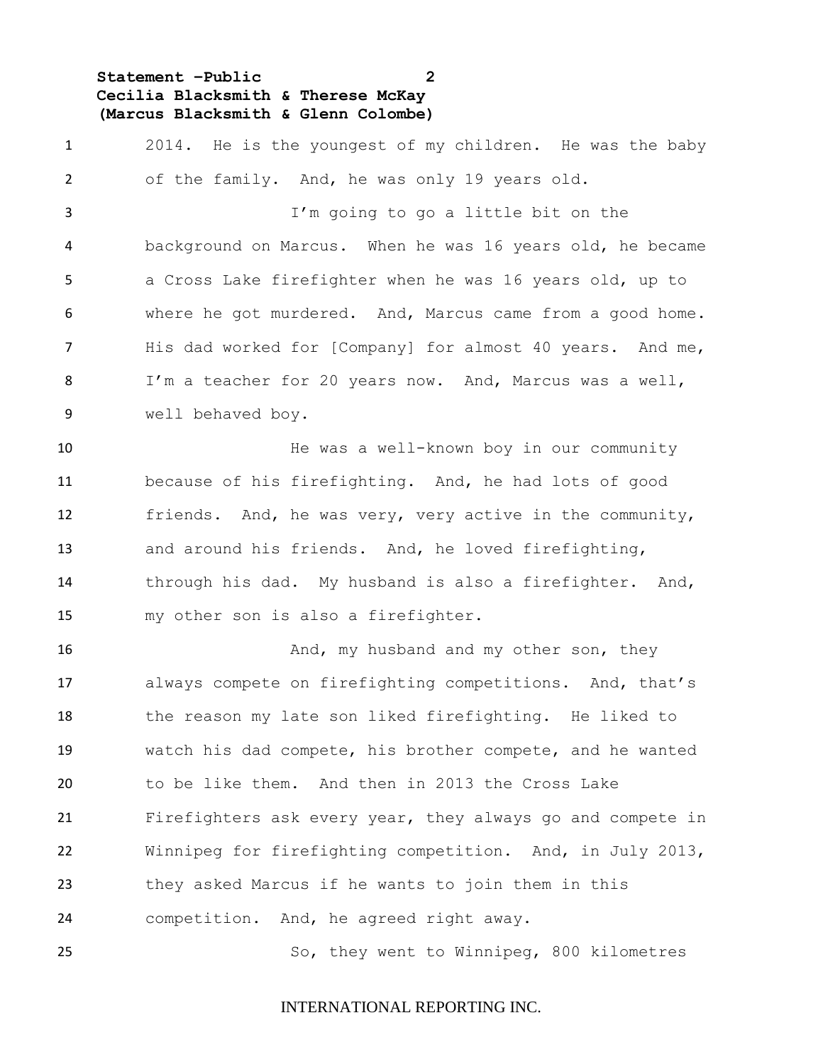2014. He is the youngest of my children. He was the baby of the family. And, he was only 19 years old.

I'm going to go a little bit on the background on Marcus. When he was 16 years old, he became a Cross Lake firefighter when he was 16 years old, up to where he got murdered. And, Marcus came from a good home. His dad worked for [Company] for almost 40 years. And me, I'm a teacher for 20 years now. And, Marcus was a well, well behaved boy.

He was a well-known boy in our community because of his firefighting. And, he had lots of good friends. And, he was very, very active in the community, and around his friends. And, he loved firefighting, through his dad. My husband is also a firefighter. And, my other son is also a firefighter.

And, my husband and my other son, they always compete on firefighting competitions. And, that's the reason my late son liked firefighting. He liked to watch his dad compete, his brother compete, and he wanted to be like them. And then in 2013 the Cross Lake Firefighters ask every year, they always go and compete in Winnipeg for firefighting competition. And, in July 2013, they asked Marcus if he wants to join them in this competition. And, he agreed right away.

So, they went to Winnipeg, 800 kilometres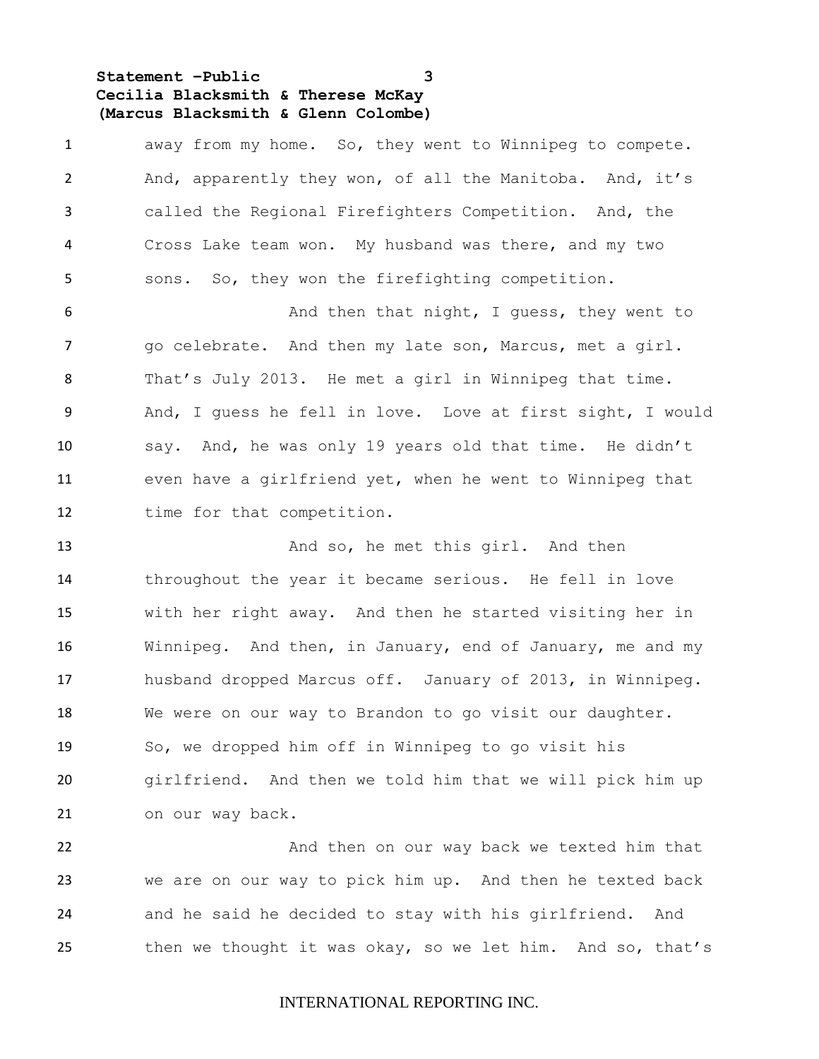away from my home. So, they went to Winnipeg to compete. And, apparently they won, of all the Manitoba. And, it's called the Regional Firefighters Competition. And, the Cross Lake team won. My husband was there, and my two sons. So, they won the firefighting competition.

And then that night, I guess, they went to go celebrate. And then my late son, Marcus, met a girl. That's July 2013. He met a girl in Winnipeg that time. And, I guess he fell in love. Love at first sight, I would say. And, he was only 19 years old that time. He didn't even have a girlfriend yet, when he went to Winnipeg that time for that competition.

And so, he met this girl. And then throughout the year it became serious. He fell in love with her right away. And then he started visiting her in Winnipeg. And then, in January, end of January, me and my husband dropped Marcus off. January of 2013, in Winnipeg. We were on our way to Brandon to go visit our daughter. So, we dropped him off in Winnipeg to go visit his girlfriend. And then we told him that we will pick him up on our way back.

And then on our way back we texted him that we are on our way to pick him up. And then he texted back and he said he decided to stay with his girlfriend. And then we thought it was okay, so we let him. And so, that's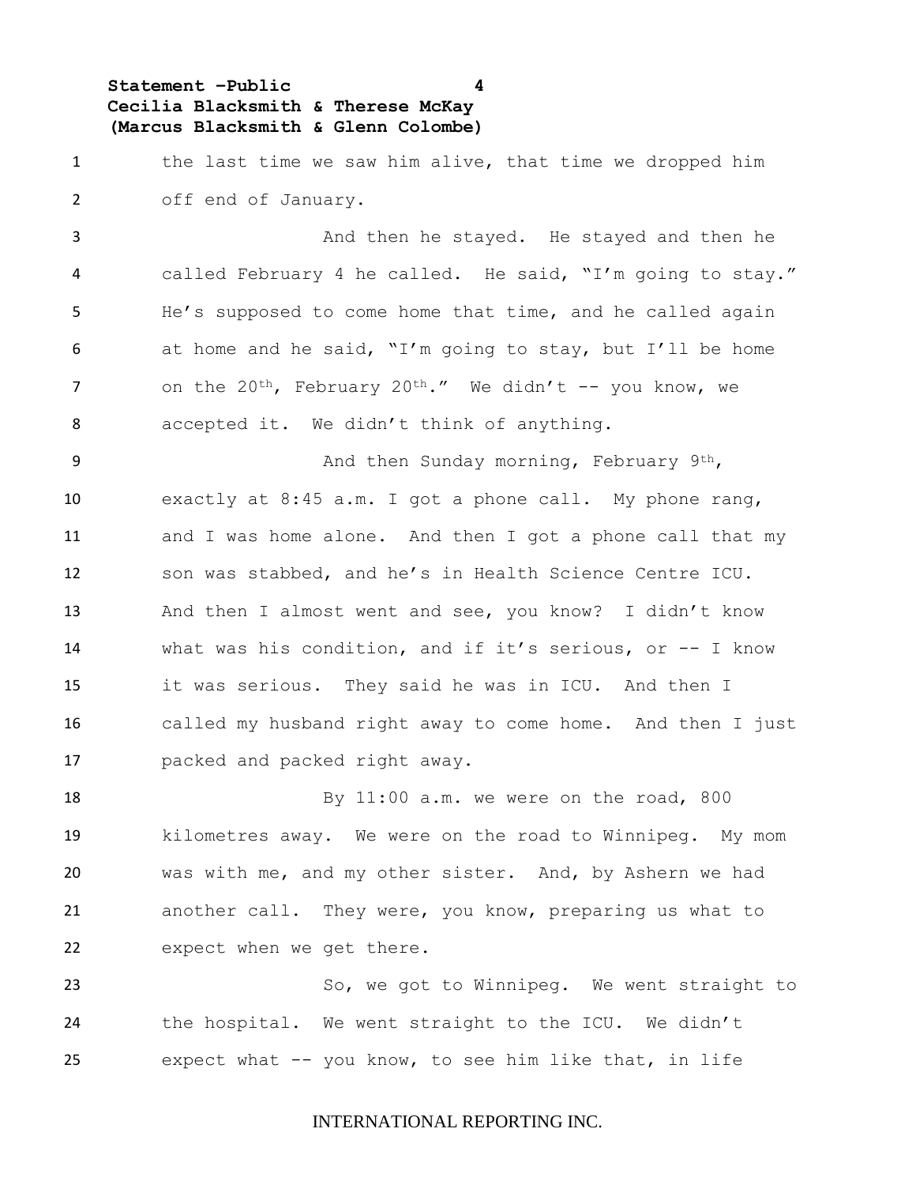the last time we saw him alive, that time we dropped him off end of January.

And then he stayed. He stayed and then he called February 4 he called. He said, "I'm going to stay." He's supposed to come home that time, and he called again at home and he said, "I'm going to stay, but I'll be home on the 20th, February 20th." We didn't -- you know, we accepted it. We didn't think of anything.

And then Sunday morning, February 9th, exactly at 8:45 a.m. I got a phone call. My phone rang, and I was home alone. And then I got a phone call that my son was stabbed, and he's in Health Science Centre ICU. And then I almost went and see, you know? I didn't know what was his condition, and if it's serious, or -- I know it was serious. They said he was in ICU. And then I called my husband right away to come home. And then I just packed and packed right away.

By 11:00 a.m. we were on the road, 800 kilometres away. We were on the road to Winnipeg. My mom was with me, and my other sister. And, by Ashern we had another call. They were, you know, preparing us what to expect when we get there.

So, we got to Winnipeg. We went straight to the hospital. We went straight to the ICU. We didn't expect what -- you know, to see him like that, in life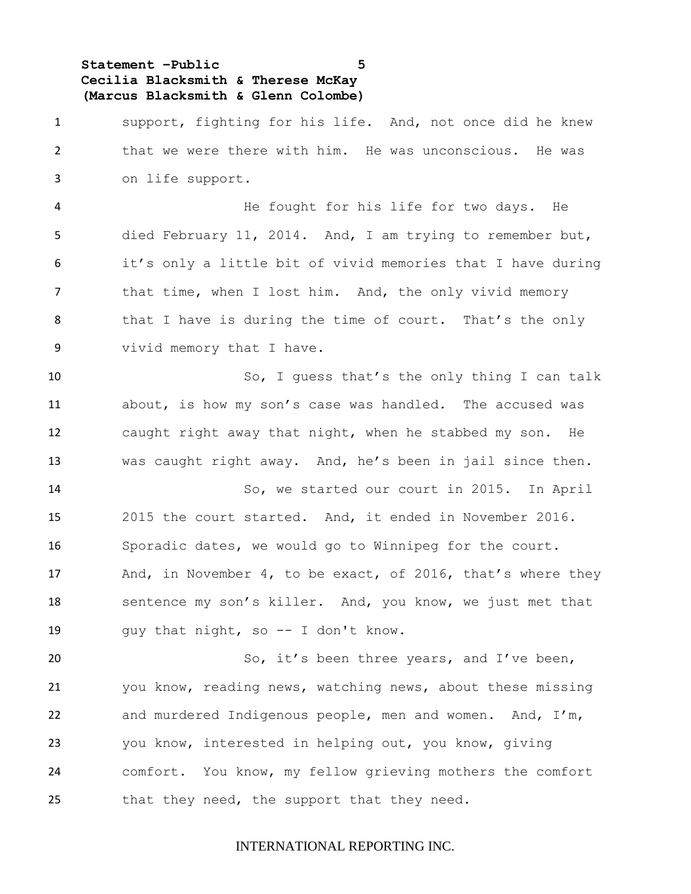support, fighting for his life. And, not once did he knew that we were there with him. He was unconscious. He was on life support.

He fought for his life for two days. He died February 11, 2014. And, I am trying to remember but, it's only a little bit of vivid memories that I have during that time, when I lost him. And, the only vivid memory that I have is during the time of court. That's the only vivid memory that I have.

So, I guess that's the only thing I can talk about, is how my son's case was handled. The accused was caught right away that night, when he stabbed my son. He was caught right away. And, he's been in jail since then.

So, we started our court in 2015. In April 2015 the court started. And, it ended in November 2016. Sporadic dates, we would go to Winnipeg for the court. And, in November 4, to be exact, of 2016, that's where they sentence my son's killer. And, you know, we just met that guy that night, so -- I don't know.

So, it's been three years, and I've been, you know, reading news, watching news, about these missing and murdered Indigenous people, men and women. And, I'm, you know, interested in helping out, you know, giving comfort. You know, my fellow grieving mothers the comfort that they need, the support that they need.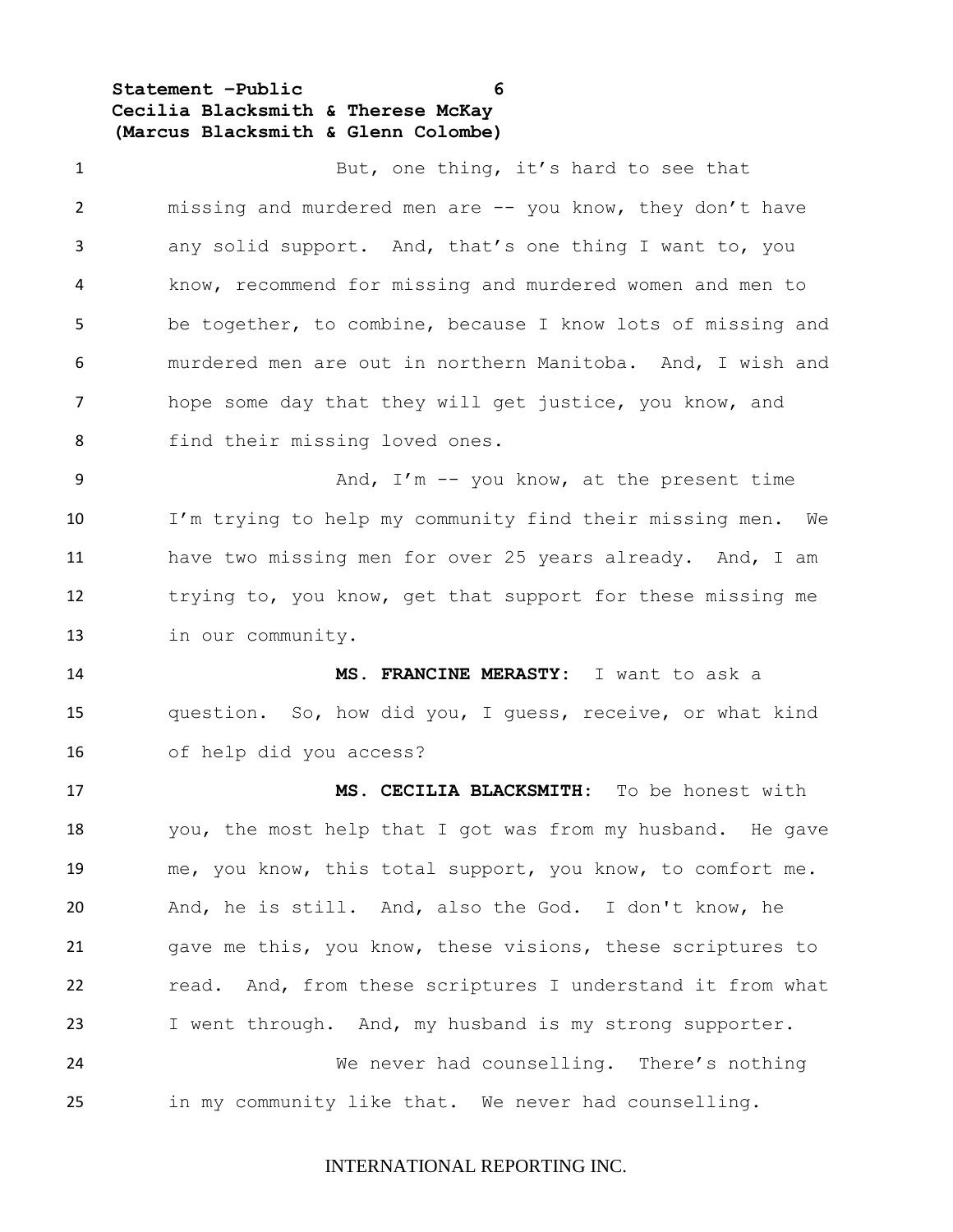But, one thing, it's hard to see that missing and murdered men are -- you know, they don't have any solid support. And, that's one thing I want to, you know, recommend for missing and murdered women and men to be together, to combine, because I know lots of missing and murdered men are out in northern Manitoba. And, I wish and hope some day that they will get justice, you know, and find their missing loved ones.

And, I'm -- you know, at the present time I'm trying to help my community find their missing men. We have two missing men for over 25 years already. And, I am trying to, you know, get that support for these missing me in our community.

**MS. FRANCINE MERASTY:** I want to ask a question. So, how did you, I guess, receive, or what kind of help did you access?

**MS. CECILIA BLACKSMITH:** To be honest with you, the most help that I got was from my husband. He gave me, you know, this total support, you know, to comfort me. And, he is still. And, also the God. I don't know, he gave me this, you know, these visions, these scriptures to read. And, from these scriptures I understand it from what I went through. And, my husband is my strong supporter.

We never had counselling. There's nothing in my community like that. We never had counselling.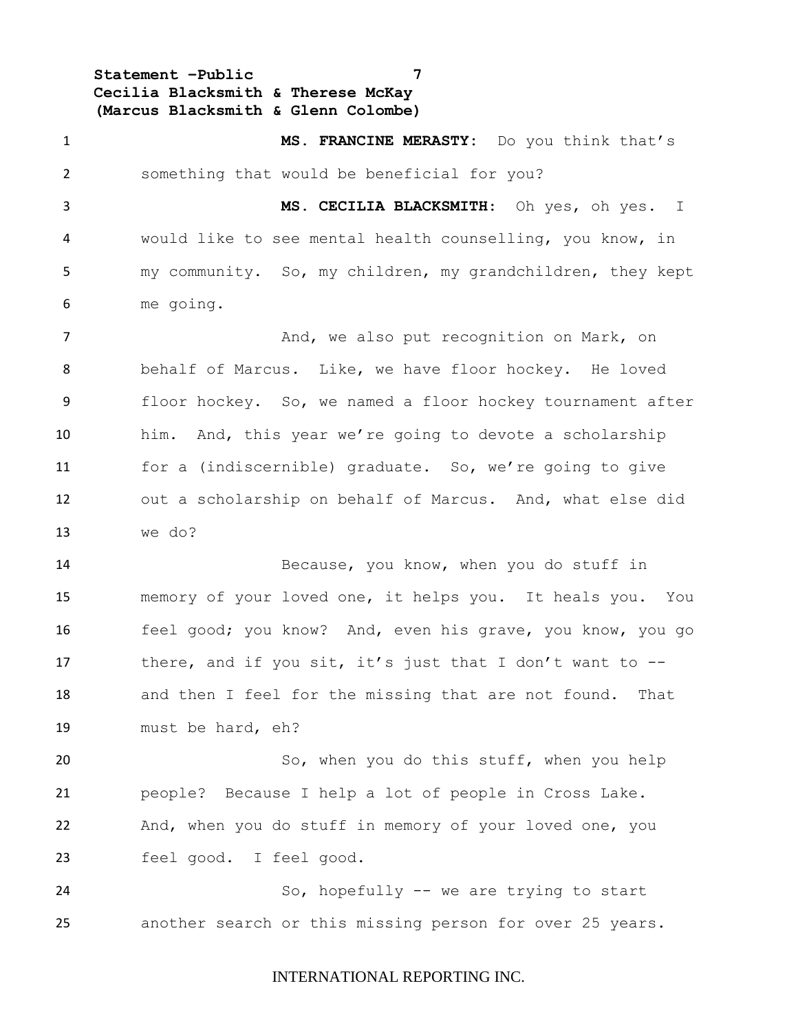**MS. FRANCINE MERASTY:** Do you think that's something that would be beneficial for you?

**MS. CECILIA BLACKSMITH:** Oh yes, oh yes. I would like to see mental health counselling, you know, in my community. So, my children, my grandchildren, they kept me going.

And, we also put recognition on Mark, on behalf of Marcus. Like, we have floor hockey. He loved floor hockey. So, we named a floor hockey tournament after him. And, this year we're going to devote a scholarship for a (indiscernible) graduate. So, we're going to give out a scholarship on behalf of Marcus. And, what else did we do?

Because, you know, when you do stuff in memory of your loved one, it helps you. It heals you. You feel good; you know? And, even his grave, you know, you go there, and if you sit, it's just that I don't want to -- and then I feel for the missing that are not found. That must be hard, eh?

So, when you do this stuff, when you help people? Because I help a lot of people in Cross Lake. And, when you do stuff in memory of your loved one, you feel good. I feel good.

So, hopefully -- we are trying to start another search or this missing person for over 25 years.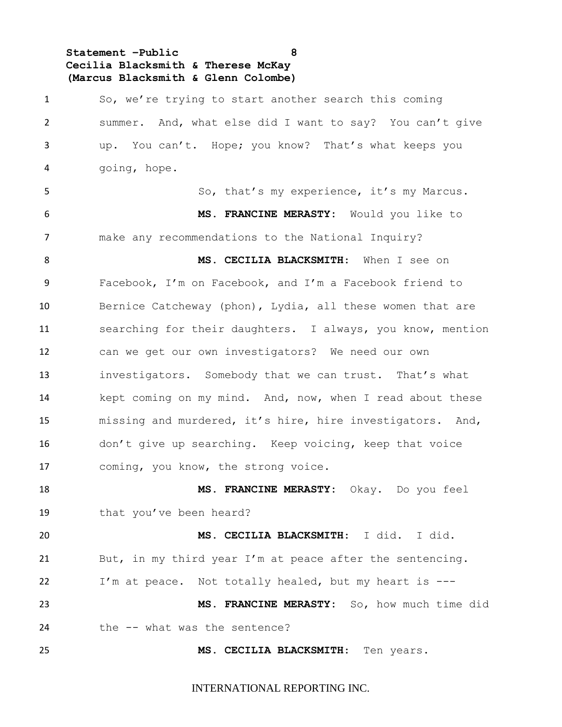So, we're trying to start another search this coming summer. And, what else did I want to say? You can't give up. You can't. Hope; you know? That's what keeps you going, hope.

So, that's my experience, it's my Marcus.

**MS. FRANCINE MERASTY:** Would you like to make any recommendations to the National Inquiry?

**MS. CECILIA BLACKSMITH:** When I see on Facebook, I'm on Facebook, and I'm a Facebook friend to Bernice Catcheway (phon), Lydia, all these women that are searching for their daughters. I always, you know, mention can we get our own investigators? We need our own investigators. Somebody that we can trust. That's what kept coming on my mind. And, now, when I read about these missing and murdered, it's hire, hire investigators. And, don't give up searching. Keep voicing, keep that voice coming, you know, the strong voice.

**MS. FRANCINE MERASTY:** Okay. Do you feel that you've been heard?

**MS. CECILIA BLACKSMITH:** I did. I did. But, in my third year I'm at peace after the sentencing. I'm at peace. Not totally healed, but my heart is ---

**MS. FRANCINE MERASTY:** So, how much time did the -- what was the sentence?

**MS. CECILIA BLACKSMITH:** Ten years.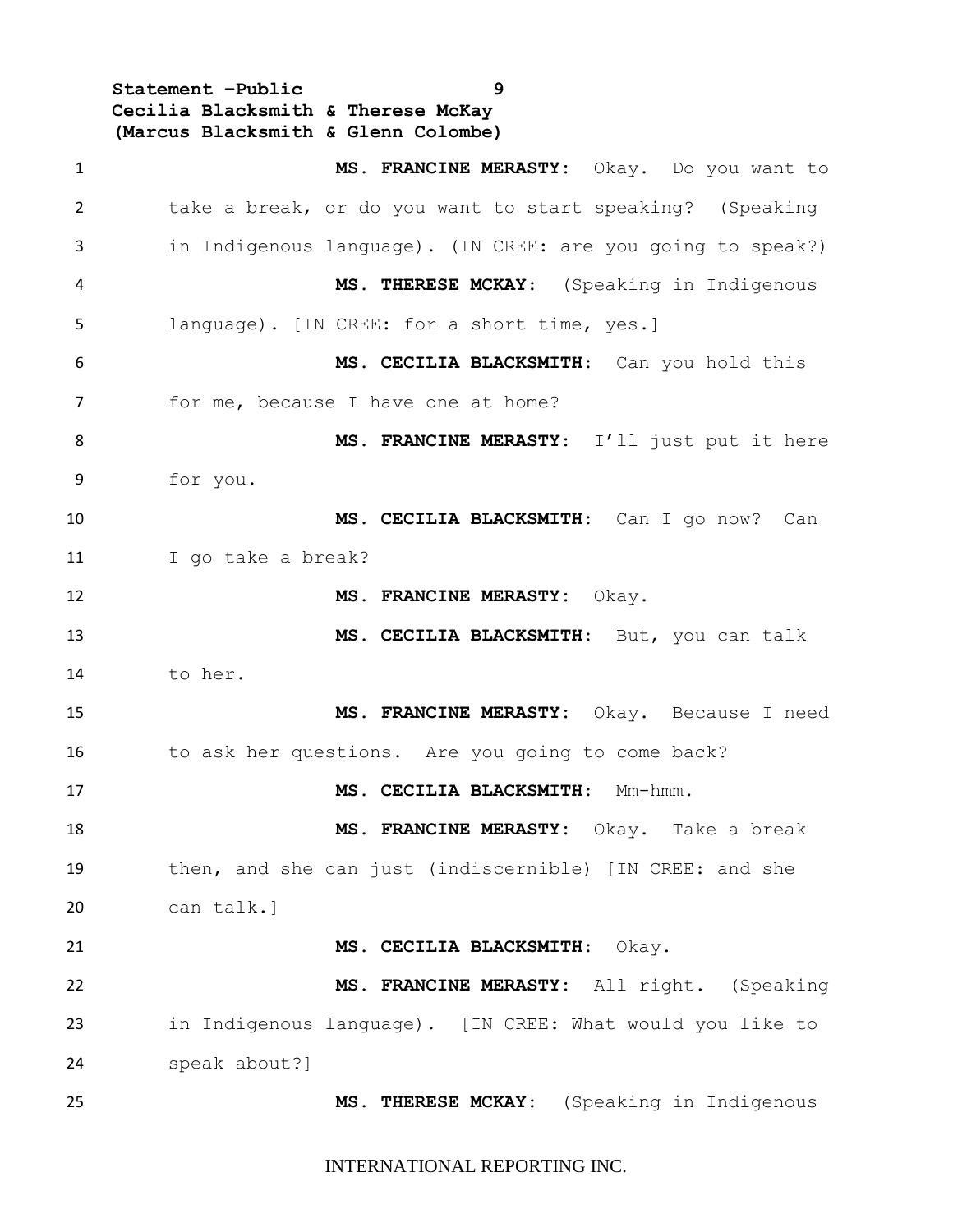**MS. FRANCINE MERASTY:** Okay. Do you want to take a break, or do you want to start speaking? (Speaking in Indigenous language). (IN CREE: are you going to speak?)

**MS. THERESE MCKAY:** (Speaking in Indigenous language). [IN CREE: for a short time, yes.]

**MS. CECILIA BLACKSMITH:** Can you hold this for me, because I have one at home?

**MS. FRANCINE MERASTY:** I'll just put it here for you.

**MS. CECILIA BLACKSMITH:** Can I go now? Can I go take a break?

**MS. FRANCINE MERASTY:** Okay.

**MS. CECILIA BLACKSMITH:** But, you can talk to her.

**MS. FRANCINE MERASTY:** Okay. Because I need to ask her questions. Are you going to come back?

**MS. CECILIA BLACKSMITH:** Mm-hmm.

**MS. FRANCINE MERASTY:** Okay. Take a break then, and she can just (indiscernible) [IN CREE: and she can talk.]

**MS. CECILIA BLACKSMITH:** Okay.

**MS. FRANCINE MERASTY:** All right. (Speaking in Indigenous language). [IN CREE: What would you like to speak about?]

**MS. THERESE MCKAY:** (Speaking in Indigenous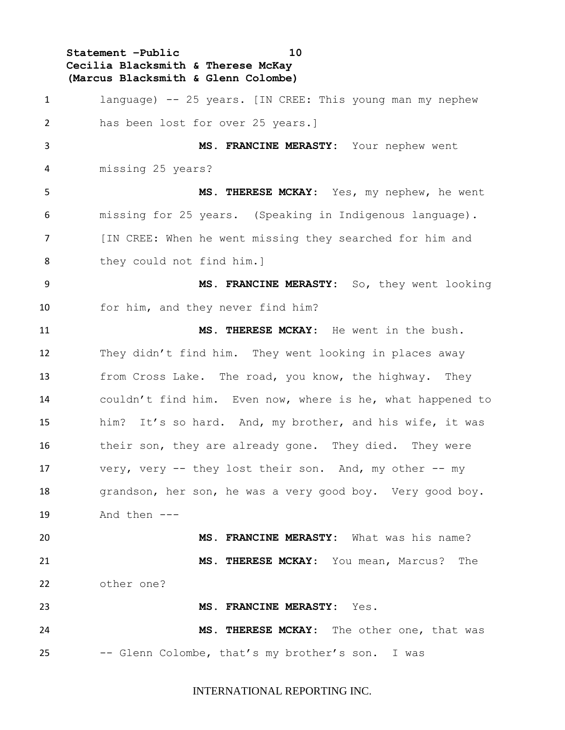language) -- 25 years. [IN CREE: This young man my nephew has been lost for over 25 years.]

**MS. FRANCINE MERASTY:** Your nephew went missing 25 years?

**MS. THERESE MCKAY:** Yes, my nephew, he went missing for 25 years. (Speaking in Indigenous language). [IN CREE: When he went missing they searched for him and they could not find him.]

**MS. FRANCINE MERASTY:** So, they went looking for him, and they never find him?

**MS. THERESE MCKAY:** He went in the bush. They didn't find him. They went looking in places away from Cross Lake. The road, you know, the highway. They couldn't find him. Even now, where is he, what happened to him? It's so hard. And, my brother, and his wife, it was their son, they are already gone. They died. They were very, very -- they lost their son. And, my other -- my grandson, her son, he was a very good boy. Very good boy. And then ---

**MS. FRANCINE MERASTY:** What was his name?

**MS. THERESE MCKAY:** You mean, Marcus? The other one?

**MS. FRANCINE MERASTY:** Yes.

**MS. THERESE MCKAY:** The other one, that was -- Glenn Colombe, that's my brother's son. I was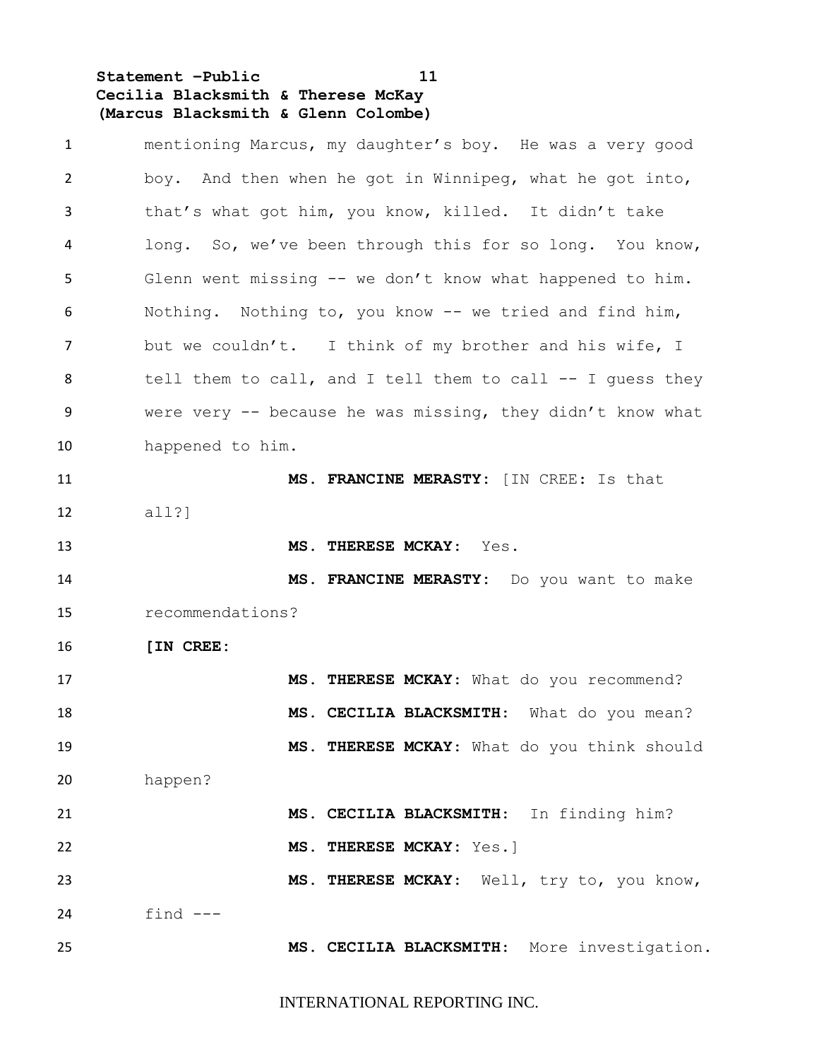mentioning Marcus, my daughter's boy. He was a very good boy. And then when he got in Winnipeg, what he got into, that's what got him, you know, killed. It didn't take long. So, we've been through this for so long. You know, Glenn went missing -- we don't know what happened to him. Nothing. Nothing to, you know -- we tried and find him, but we couldn't. I think of my brother and his wife, I tell them to call, and I tell them to call -- I guess they were very -- because he was missing, they didn't know what happened to him.

**MS. FRANCINE MERASTY:** [IN CREE: Is that all?]

**MS. THERESE MCKAY:** Yes.

**MS. FRANCINE MERASTY:** Do you want to make recommendations?

**[IN CREE:**

**MS. THERESE MCKAY:** What do you recommend?

**MS. CECILIA BLACKSMITH:** What do you mean?

**MS. THERESE MCKAY:** What do you think should happen?

**MS. CECILIA BLACKSMITH:** In finding him?

**MS. THERESE MCKAY:** Yes.]

**MS. THERESE MCKAY:** Well, try to, you know, find ---

**MS. CECILIA BLACKSMITH:** More investigation.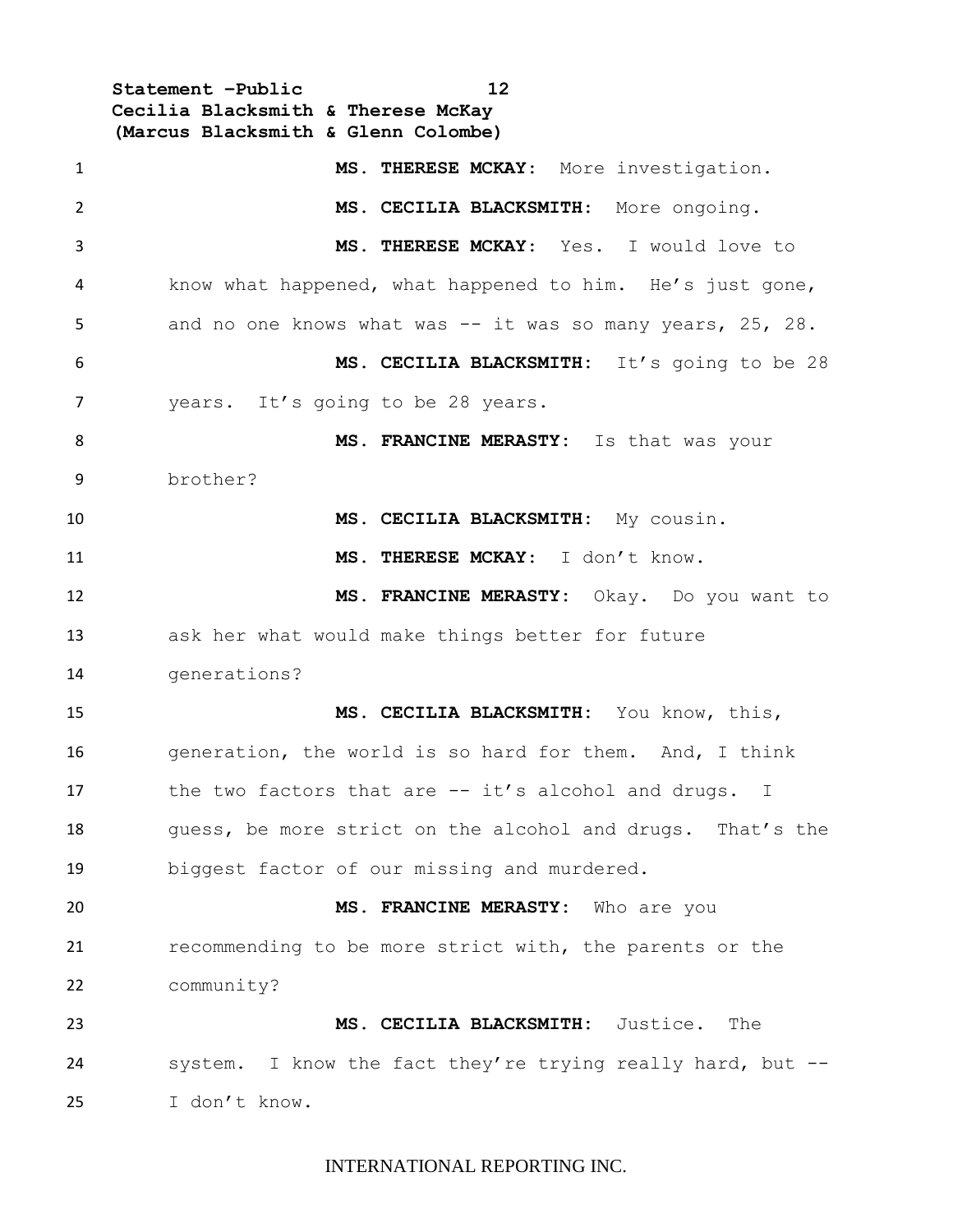**MS. THERESE MCKAY:** More investigation.

**MS. CECILIA BLACKSMITH:** More ongoing.

**MS. THERESE MCKAY:** Yes. I would love to know what happened, what happened to him. He's just gone, and no one knows what was -- it was so many years, 25, 28.

**MS. CECILIA BLACKSMITH:** It's going to be 28 years. It's going to be 28 years.

**MS. FRANCINE MERASTY:** Is that was your brother?

**MS. CECILIA BLACKSMITH:** My cousin.

**MS. THERESE MCKAY:** I don't know.

**MS. FRANCINE MERASTY:** Okay. Do you want to ask her what would make things better for future generations?

**MS. CECILIA BLACKSMITH:** You know, this, generation, the world is so hard for them. And, I think the two factors that are -- it's alcohol and drugs. I guess, be more strict on the alcohol and drugs. That's the biggest factor of our missing and murdered.

**MS. FRANCINE MERASTY:** Who are you recommending to be more strict with, the parents or the community?

**MS. CECILIA BLACKSMITH:** Justice. The system. I know the fact they're trying really hard, but -- I don't know.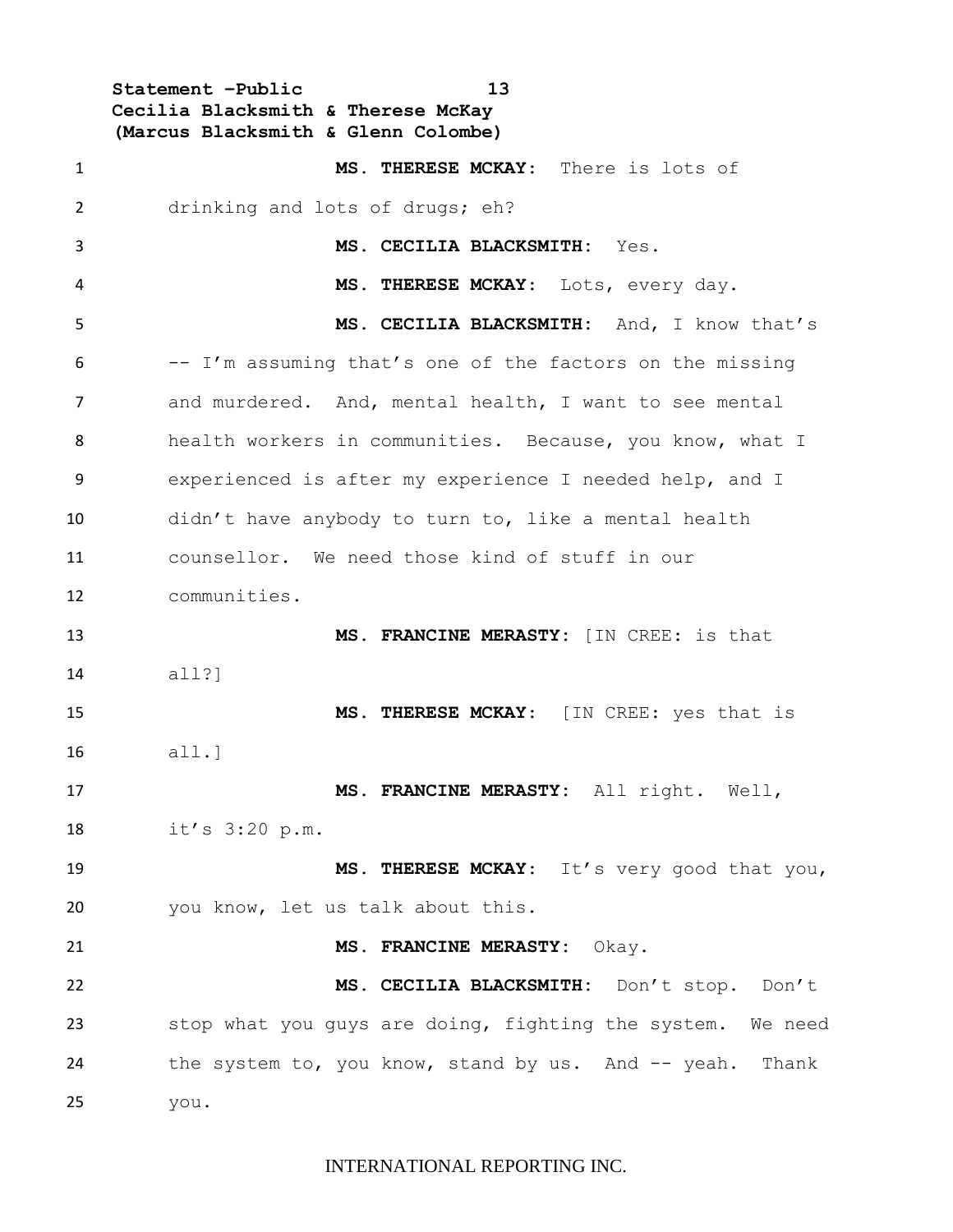**MS. THERESE MCKAY:** There is lots of drinking and lots of drugs; eh?

**MS. CECILIA BLACKSMITH:** Yes.

**MS. THERESE MCKAY:** Lots, every day.

**MS. CECILIA BLACKSMITH:** And, I know that's -- I'm assuming that's one of the factors on the missing and murdered. And, mental health, I want to see mental health workers in communities. Because, you know, what I experienced is after my experience I needed help, and I didn't have anybody to turn to, like a mental health counsellor. We need those kind of stuff in our communities.

**MS. FRANCINE MERASTY:** [IN CREE: is that all?]

**MS. THERESE MCKAY:** [IN CREE: yes that is all.]

**MS. FRANCINE MERASTY:** All right. Well, it's 3:20 p.m.

**MS. THERESE MCKAY:** It's very good that you, you know, let us talk about this.

**MS. FRANCINE MERASTY:** Okay.

**MS. CECILIA BLACKSMITH:** Don't stop. Don't stop what you guys are doing, fighting the system. We need the system to, you know, stand by us. And -- yeah. Thank you.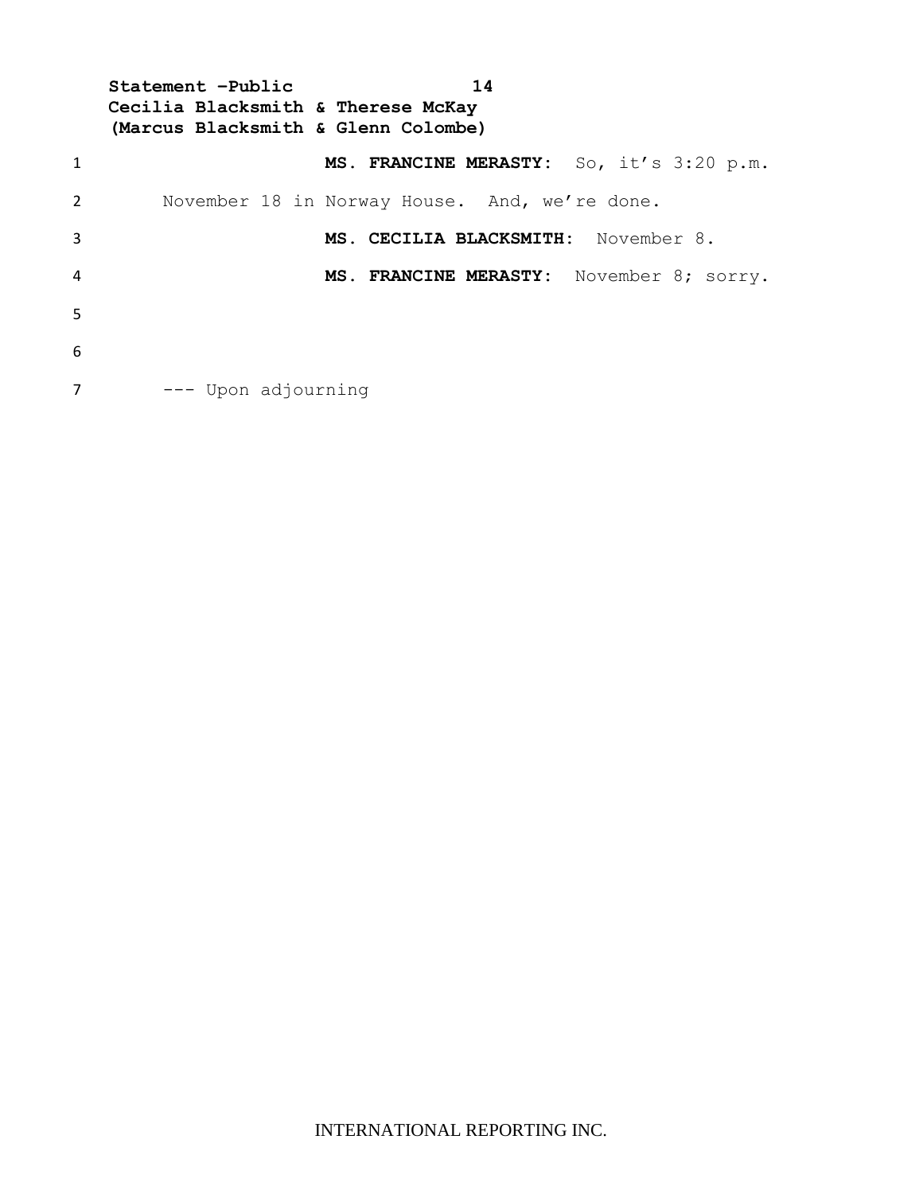**MS. FRANCINE MERASTY:** So, it's 3:20 p.m. November 18 in Norway House. And, we're done.

**MS. CECILIA BLACKSMITH:** November 8.

**MS. FRANCINE MERASTY:** November 8; sorry.

--- Upon adjourning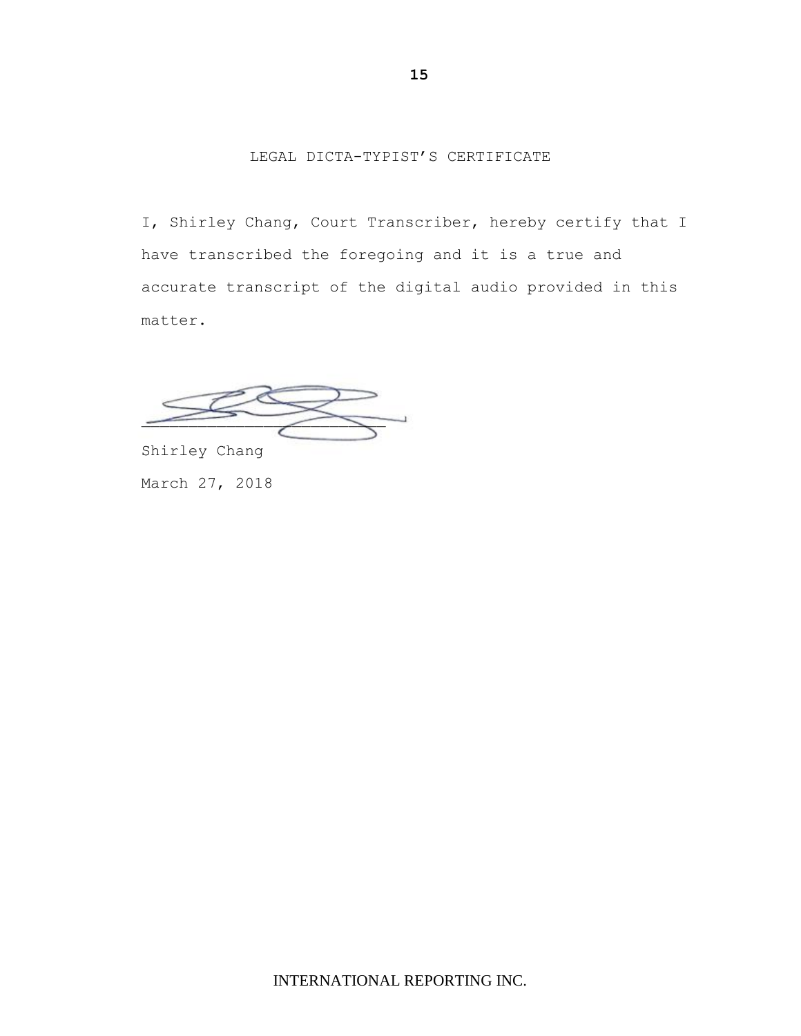LEGAL DICTA-TYPIST'S CERTIFICATE

I, Shirley Chang, Court Transcriber, hereby certify that I have transcribed the foregoing and it is a true and accurate transcript of the digital audio provided in this matter.

\_\_\_\_\_\_\_\_\_\_\_\_\_\_\_\_\_\_\_\_\_\_\_\_\_\_

Shirley Chang

March 27, 2018